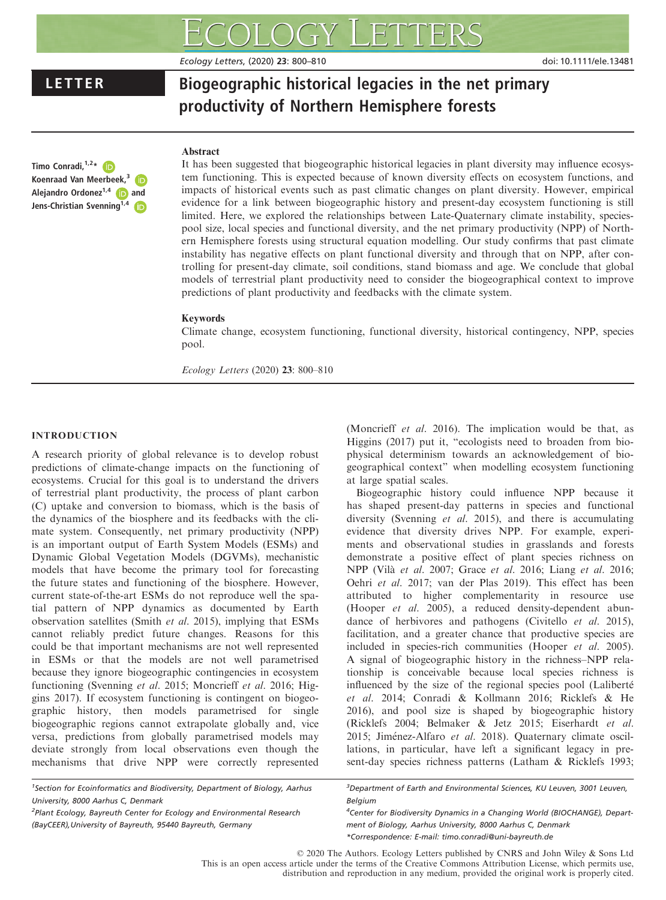# LETTER

# Biogeographic historical legacies in the net primary productivity of Northern Hemisphere forests

Timo Conradi,[1,2]* Koenraad Van Meerbeek,[3] Alejandro Ordonez[1,4] and Jens-Christian Svenning[1,4]

## Abstract

It has been suggested that biogeographic historical legacies in plant diversity may influence ecosystem functioning. This is expected because of known diversity effects on ecosystem functions, and impacts of historical events such as past climatic changes on plant diversity. However, empirical evidence for a link between biogeographic history and present-day ecosystem functioning is still limited. Here, we explored the relationships between Late-Quaternary climate instability, species-pool size, local species and functional diversity, and the net primary productivity (NPP) of Northern Hemisphere forests using structural equation modelling. Our study confirms that past climate instability has negative effects on plant functional diversity and through that on NPP, after controlling for present-day climate, soil conditions, stand biomass and age. We conclude that global models of terrestrial plant productivity need to consider the biogeographical context to improve predictions of plant productivity and feedbacks with the climate system.

## Keywords

Climate change, ecosystem functioning, functional diversity, historical contingency, NPP, species pool.

*Ecology Letters* (2020) **23**: 800–810

## INTRODUCTION

A research priority of global relevance is to develop robust predictions of climate-change impacts on the functioning of ecosystems. Crucial for this goal is to understand the drivers of terrestrial plant productivity, the process of plant carbon (C) uptake and conversion to biomass, which is the basis of the dynamics of the biosphere and its feedbacks with the climate system. Consequently, net primary productivity (NPP) is an important output of Earth System Models (ESMs) and Dynamic Global Vegetation Models (DGVMs), mechanistic models that have become the primary tool for forecasting the future states and functioning of the biosphere. However, current state-of-the-art ESMs do not reproduce well the spatial pattern of NPP dynamics as documented by Earth observation satellites (Smith *et al.* 2015), implying that ESMs cannot reliably predict future changes. Reasons for this could be that important mechanisms are not well represented in ESMs or that the models are not well parametrised because they ignore biogeographic contingencies in ecosystem functioning (Svenning *et al.* 2015; Moncrieff *et al.* 2016; Higgins 2017). If ecosystem functioning is contingent on biogeographic history, then models parametrised for single biogeographic regions cannot extrapolate globally and, vice versa, predictions from globally parametrised models may deviate strongly from local observations even though the mechanisms that drive NPP were correctly represented (Moncrieff *et al.* 2016). The implication would be that, as Higgins (2017) put it, "ecologists need to broaden from biophysical determinism towards an acknowledgement of biogeographical context" when modelling ecosystem functioning at large spatial scales.

Biogeographic history could influence NPP because it has shaped present-day patterns in species and functional diversity (Svenning *et al.* 2015), and there is accumulating evidence that diversity drives NPP. For example, experiments and observational studies in grasslands and forests demonstrate a positive effect of plant species richness on NPP (Vilà *et al.* 2007; Grace *et al.* 2016; Liang *et al.* 2016; Oehri *et al.* 2017; van der Plas 2019). This effect has been attributed to higher complementarity in resource use (Hooper *et al.* 2005), a reduced density-dependent abundance of herbivores and pathogens (Civitello *et al.* 2015), facilitation, and a greater chance that productive species are included in species-rich communities (Hooper *et al.* 2005). A signal of biogeographic history in the richness–NPP relationship is conceivable because local species richness is influenced by the size of the regional species pool (Laliberté *et al.* 2014; Conradi & Kollmann 2016; Ricklefs & He 2016), and pool size is shaped by biogeographic history (Ricklefs 2004; Belmaker & Jetz 2015; Eiserhardt *et al.* 2015; Jiménez-Alfaro *et al.* 2018). Quaternary climate oscillations, in particular, have left a significant legacy in present-day species richness patterns (Latham & Ricklefs 1993;

[1]Section for Ecoinformatics and Biodiversity, Department of Biology, Aarhus University, 8000 Aarhus C, Denmark

[2]Plant Ecology, Bayreuth Center for Ecology and Environmental Research (BayCEER),University of Bayreuth, 95440 Bayreuth, Germany

[3]Department of Earth and Environmental Sciences, KU Leuven, 3001 Leuven, Belgium

[4]Center for Biodiversity Dynamics in a Changing World (BIOCHANGE), Department of Biology, Aarhus University, 8000 Aarhus C, Denmark

*Correspondence: E-mail: timo.conradi@uni-bayreuth.de

© 2020 The Authors. Ecology Letters published by CNRS and John Wiley & Sons Ltd
This is an open access article under the terms of the Creative Commons Attribution License, which permits use, distribution and reproduction in any medium, provided the original work is properly cited.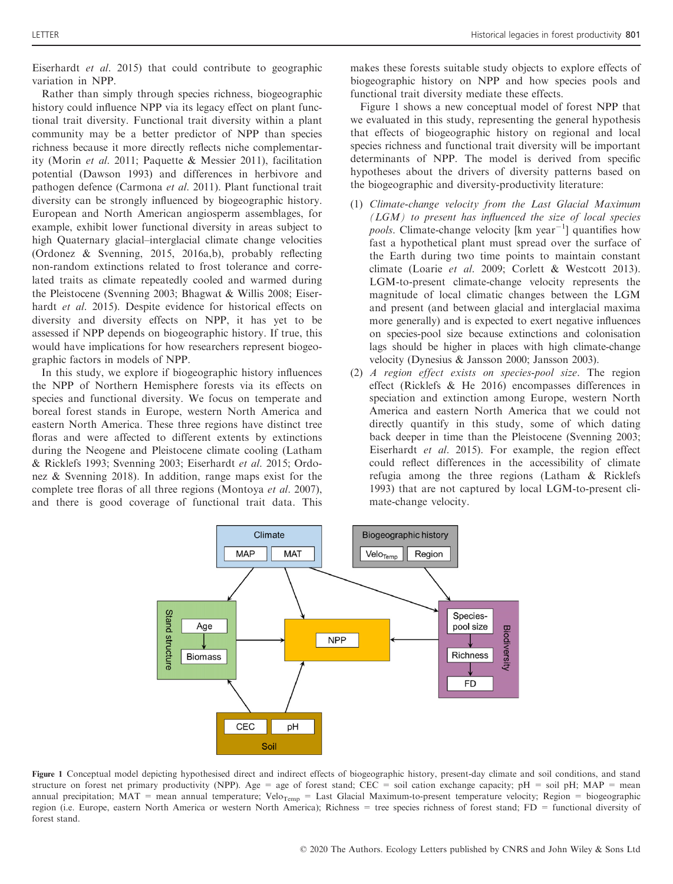Eiserhardt *et al.* 2015) that could contribute to geographic variation in NPP.

Rather than simply through species richness, biogeographic history could influence NPP via its legacy effect on plant functional trait diversity. Functional trait diversity within a plant community may be a better predictor of NPP than species richness because it more directly reflects niche complementarity (Morin *et al.* 2011; Paquette & Messier 2011), facilitation potential (Dawson 1993) and differences in herbivore and pathogen defence (Carmona *et al.* 2011). Plant functional trait diversity can be strongly influenced by biogeographic history. European and North American angiosperm assemblages, for example, exhibit lower functional diversity in areas subject to high Quaternary glacial–interglacial climate change velocities (Ordonez & Svenning, 2015, 2016a,b), probably reflecting non-random extinctions related to frost tolerance and correlated traits as climate repeatedly cooled and warmed during the Pleistocene (Svenning 2003; Bhagwat & Willis 2008; Eiserhardt *et al.* 2015). Despite evidence for historical effects on diversity and diversity effects on NPP, it has yet to be assessed if NPP depends on biogeographic history. If true, this would have implications for how researchers represent biogeographic factors in models of NPP.

In this study, we explore if biogeographic history influences the NPP of Northern Hemisphere forests via its effects on species and functional diversity. We focus on temperate and boreal forest stands in Europe, western North America and eastern North America. These three regions have distinct tree floras and were affected to different extents by extinctions during the Neogene and Pleistocene climate cooling (Latham & Ricklefs 1993; Svenning 2003; Eiserhardt *et al.* 2015; Ordonez & Svenning 2018). In addition, range maps exist for the complete tree floras of all three regions (Montoya *et al.* 2007), and there is good coverage of functional trait data. This makes these forests suitable study objects to explore effects of biogeographic history on NPP and how species pools and functional trait diversity mediate these effects.

Figure 1 shows a new conceptual model of forest NPP that we evaluated in this study, representing the general hypothesis that effects of biogeographic history on regional and local species richness and functional trait diversity will be important determinants of NPP. The model is derived from specific hypotheses about the drivers of diversity patterns based on the biogeographic and diversity-productivity literature:

(1) *Climate-change velocity from the Last Glacial Maximum (LGM) to present has influenced the size of local species pools.* Climate-change velocity [km year$^{-1}$] quantifies how fast a hypothetical plant must spread over the surface of the Earth during two time points to maintain constant climate (Loarie *et al.* 2009; Corlett & Westcott 2013). LGM-to-present climate-change velocity represents the magnitude of local climatic changes between the LGM and present (and between glacial and interglacial maxima more generally) and is expected to exert negative influences on species-pool size because extinctions and colonisation lags should be higher in places with high climate-change velocity (Dynesius & Jansson 2000; Jansson 2003).

(2) *A region effect exists on species-pool size.* The region effect (Ricklefs & He 2016) encompasses differences in speciation and extinction among Europe, western North America and eastern North America that we could not directly quantify in this study, some of which dating back deeper in time than the Pleistocene (Svenning 2003; Eiserhardt *et al.* 2015). For example, the region effect could reflect differences in the accessibility of climate refugia among the three regions (Latham & Ricklefs 1993) that are not captured by local LGM-to-present climate-change velocity.

Figure 1 Conceptual model depicting hypothesised direct and indirect effects of biogeographic history, present-day climate and soil conditions, and stand structure on forest net primary productivity (NPP). Age = age of forest stand; CEC = soil cation exchange capacity; pH = soil pH; MAP = mean annual precipitation; MAT = mean annual temperature; $\text{Velo}_{\text{Temp}}$ = Last Glacial Maximum-to-present temperature velocity; Region = biogeographic region (i.e. Europe, eastern North America or western North America); Richness = tree species richness of forest stand; FD = functional diversity of forest stand.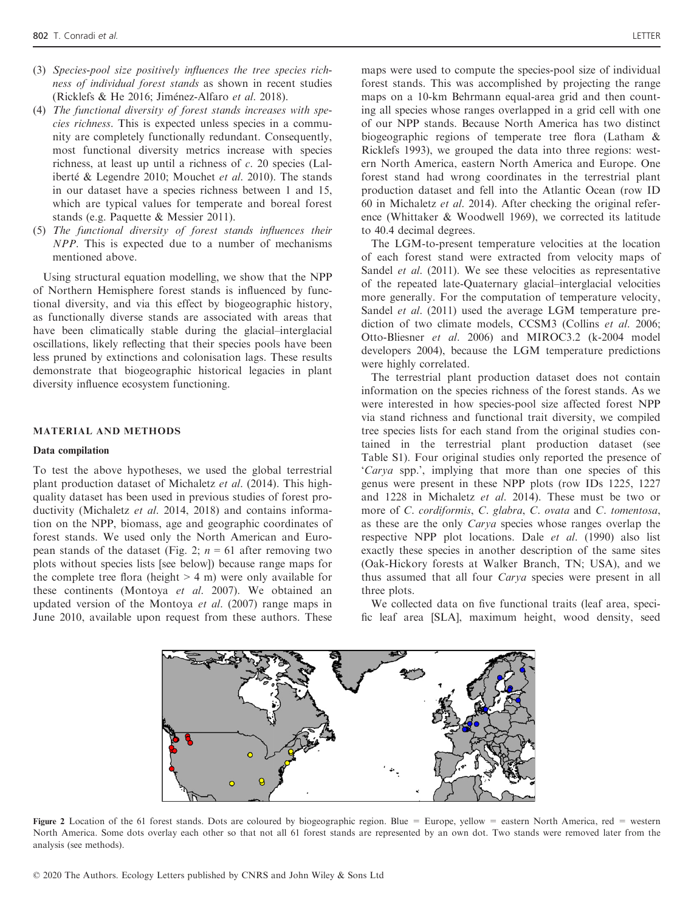(3) *Species-pool size positively influences the tree species richness of individual forest stands* as shown in recent studies (Ricklefs & He 2016; Jiménez-Alfaro *et al.* 2018).

(4) *The functional diversity of forest stands increases with species richness*. This is expected unless species in a community are completely functionally redundant. Consequently, most functional diversity metrics increase with species richness, at least up until a richness of *c*. 20 species (Laliberté & Legendre 2010; Mouchet *et al.* 2010). The stands in our dataset have a species richness between 1 and 15, which are typical values for temperate and boreal forest stands (e.g. Paquette & Messier 2011).

(5) *The functional diversity of forest stands influences their NPP*. This is expected due to a number of mechanisms mentioned above.

Using structural equation modelling, we show that the NPP of Northern Hemisphere forest stands is influenced by functional diversity, and via this effect by biogeographic history, as functionally diverse stands are associated with areas that have been climatically stable during the glacial–interglacial oscillations, likely reflecting that their species pools have been less pruned by extinctions and colonisation lags. These results demonstrate that biogeographic historical legacies in plant diversity influence ecosystem functioning.

## MATERIAL AND METHODS

### Data compilation

To test the above hypotheses, we used the global terrestrial plant production dataset of Michaletz *et al.* (2014). This high-quality dataset has been used in previous studies of forest productivity (Michaletz *et al.* 2014, 2018) and contains information on the NPP, biomass, age and geographic coordinates of forest stands. We used only the North American and European stands of the dataset (Fig. 2; $n = 61$ after removing two plots without species lists [see below]) because range maps for the complete tree flora (height > 4 m) were only available for these continents (Montoya *et al.* 2007). We obtained an updated version of the Montoya *et al.* (2007) range maps in June 2010, available upon request from these authors. These maps were used to compute the species-pool size of individual forest stands. This was accomplished by projecting the range maps on a 10-km Behrmann equal-area grid and then counting all species whose ranges overlapped in a grid cell with one of our NPP stands. Because North America has two distinct biogeographic regions of temperate tree flora (Latham & Ricklefs 1993), we grouped the data into three regions: western North America, eastern North America and Europe. One forest stand had wrong coordinates in the terrestrial plant production dataset and fell into the Atlantic Ocean (row ID 60 in Michaletz *et al.* 2014). After checking the original reference (Whittaker & Woodwell 1969), we corrected its latitude to 40.4 decimal degrees.

The LGM-to-present temperature velocities at the location of each forest stand were extracted from velocity maps of Sandel *et al.* (2011). We see these velocities as representative of the repeated late-Quaternary glacial–interglacial velocities more generally. For the computation of temperature velocity, Sandel *et al.* (2011) used the average LGM temperature prediction of two climate models, CCSM3 (Collins *et al.* 2006; Otto-Bliesner *et al.* 2006) and MIROC3.2 (k-2004 model developers 2004), because the LGM temperature predictions were highly correlated.

The terrestrial plant production dataset does not contain information on the species richness of the forest stands. As we were interested in how species-pool size affected forest NPP via stand richness and functional trait diversity, we compiled tree species lists for each stand from the original studies contained in the terrestrial plant production dataset (see Table S1). Four original studies only reported the presence of '*Carya* spp.', implying that more than one species of this genus were present in these NPP plots (row IDs 1225, 1227 and 1228 in Michaletz *et al.* 2014). These must be two or more of *C. cordiformis*, *C. glabra*, *C. ovata* and *C. tomentosa*, as these are the only *Carya* species whose ranges overlap the respective NPP plot locations. Dale *et al.* (1990) also list exactly these species in another description of the same sites (Oak-Hickory forests at Walker Branch, TN; USA), and we thus assumed that all four *Carya* species were present in all three plots.

We collected data on five functional traits (leaf area, specific leaf area [SLA], maximum height, wood density, seed

Figure 2 Location of the 61 forest stands. Dots are coloured by biogeographic region. Blue = Europe, yellow = eastern North America, red = western North America. Some dots overlay each other so that not all 61 forest stands are represented by an own dot. Two stands were removed later from the analysis (see methods).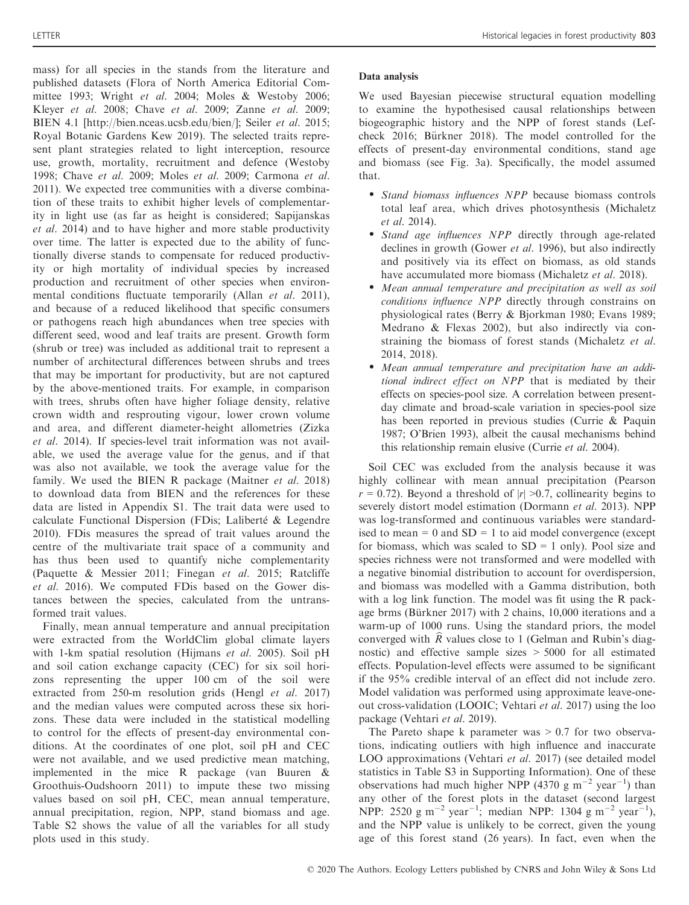mass) for all species in the stands from the literature and published datasets (Flora of North America Editorial Committee 1993; Wright *et al.* 2004; Moles & Westoby 2006; Kleyer *et al.* 2008; Chave *et al.* 2009; Zanne *et al.* 2009; BIEN 4.1 [http://bien.nceas.ucsb.edu/bien/]; Seiler *et al.* 2015; Royal Botanic Gardens Kew 2019). The selected traits represent plant strategies related to light interception, resource use, growth, mortality, recruitment and defence (Westoby 1998; Chave *et al.* 2009; Moles *et al.* 2009; Carmona *et al.* 2011). We expected tree communities with a diverse combination of these traits to exhibit higher levels of complementarity in light use (as far as height is considered; Sapijanskas *et al.* 2014) and to have higher and more stable productivity over time. The latter is expected due to the ability of functionally diverse stands to compensate for reduced productivity or high mortality of individual species by increased production and recruitment of other species when environmental conditions fluctuate temporarily (Allan *et al.* 2011), and because of a reduced likelihood that specific consumers or pathogens reach high abundances when tree species with different seed, wood and leaf traits are present. Growth form (shrub or tree) was included as additional trait to represent a number of architectural differences between shrubs and trees that may be important for productivity, but are not captured by the above-mentioned traits. For example, in comparison with trees, shrubs often have higher foliage density, relative crown width and resprouting vigour, lower crown volume and area, and different diameter-height allometries (Zizka *et al.* 2014). If species-level trait information was not available, we used the average value for the genus, and if that was also not available, we took the average value for the family. We used the BIEN R package (Maitner *et al.* 2018) to download data from BIEN and the references for these data are listed in Appendix S1. The trait data were used to calculate Functional Dispersion (FDis; Laliberté & Legendre 2010). FDis measures the spread of trait values around the centre of the multivariate trait space of a community and has thus been used to quantify niche complementarity (Paquette & Messier 2011; Finegan *et al.* 2015; Ratcliffe *et al.* 2016). We computed FDis based on the Gower distances between the species, calculated from the untransformed trait values.

Finally, mean annual temperature and annual precipitation were extracted from the WorldClim global climate layers with 1-km spatial resolution (Hijmans *et al.* 2005). Soil pH and soil cation exchange capacity (CEC) for six soil horizons representing the upper 100 cm of the soil were extracted from 250-m resolution grids (Hengl *et al.* 2017) and the median values were computed across these six horizons. These data were included in the statistical modelling to control for the effects of present-day environmental conditions. At the coordinates of one plot, soil pH and CEC were not available, and we used predictive mean matching, implemented in the mice R package (van Buuren & Groothuis-Oudshoorn 2011) to impute these two missing values based on soil pH, CEC, mean annual temperature, annual precipitation, region, NPP, stand biomass and age. Table S2 shows the value of all the variables for all study plots used in this study.

#### Data analysis

We used Bayesian piecewise structural equation modelling to examine the hypothesised causal relationships between biogeographic history and the NPP of forest stands (Lefcheck 2016; Bürkner 2018). The model controlled for the effects of present-day environmental conditions, stand age and biomass (see Fig. 3a). Specifically, the model assumed that.

- *Stand biomass influences NPP* because biomass controls total leaf area, which drives photosynthesis (Michaletz *et al.* 2014).
- *Stand age influences NPP* directly through age-related declines in growth (Gower *et al.* 1996), but also indirectly and positively via its effect on biomass, as old stands have accumulated more biomass (Michaletz *et al.* 2018).
- *Mean annual temperature and precipitation as well as soil conditions influence NPP* directly through constrains on physiological rates (Berry & Bjorkman 1980; Evans 1989; Medrano & Flexas 2002), but also indirectly via constraining the biomass of forest stands (Michaletz *et al.* 2014, 2018).
- *Mean annual temperature and precipitation have an additional indirect effect on NPP* that is mediated by their effects on species-pool size. A correlation between present-day climate and broad-scale variation in species-pool size has been reported in previous studies (Currie & Paquin 1987; O'Brien 1993), albeit the causal mechanisms behind this relationship remain elusive (Currie *et al.* 2004).

Soil CEC was excluded from the analysis because it was highly collinear with mean annual precipitation (Pearson $r = 0.72$). Beyond a threshold of $|r| > 0.7$, collinearity begins to severely distort model estimation (Dormann *et al.* 2013). NPP was log-transformed and continuous variables were standardised to mean = 0 and SD = 1 to aid model convergence (except for biomass, which was scaled to SD = 1 only). Pool size and species richness were not transformed and were modelled with a negative binomial distribution to account for overdispersion, and biomass was modelled with a Gamma distribution, both with a log link function. The model was fit using the R package brms (Bürkner 2017) with 2 chains, 10,000 iterations and a warm-up of 1000 runs. Using the standard priors, the model converged with $\widehat{R}$ values close to 1 (Gelman and Rubin's diagnostic) and effective sample sizes > 5000 for all estimated effects. Population-level effects were assumed to be significant if the 95% credible interval of an effect did not include zero. Model validation was performed using approximate leave-one-out cross-validation (LOOIC; Vehtari *et al.* 2017) using the loo package (Vehtari *et al.* 2019).

The Pareto shape k parameter was > 0.7 for two observations, indicating outliers with high influence and inaccurate LOO approximations (Vehtari *et al.* 2017) (see detailed model statistics in Table S3 in Supporting Information). One of these observations had much higher NPP (4370 g $m^{-2}$ $year^{-1}$) than any other of the forest plots in the dataset (second largest NPP: 2520 g $m^{-2}$ $year^{-1}$; median NPP: 1304 g $m^{-2}$ $year^{-1}$), and the NPP value is unlikely to be correct, given the young age of this forest stand (26 years). In fact, even when the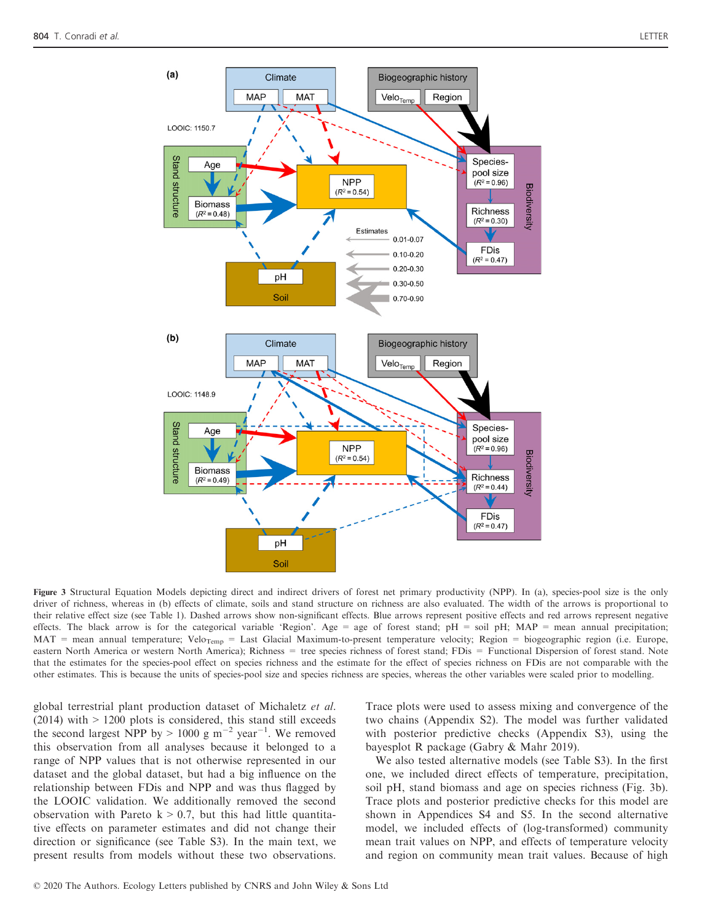**Figure 3** Structural Equation Models depicting direct and indirect drivers of forest net primary productivity (NPP). In (a), species-pool size is the only driver of richness, whereas in (b) effects of climate, soils and stand structure on richness are also evaluated. The width of the arrows is proportional to their relative effect size (see Table 1). Dashed arrows show non-significant effects. Blue arrows represent positive effects and red arrows represent negative effects. The black arrow is for the categorical variable 'Region'. Age = age of forest stand; pH = soil pH; MAP = mean annual precipitation; MAT = mean annual temperature; $Velo_{Temp}$ = Last Glacial Maximum-to-present temperature velocity; Region = biogeographic region (i.e. Europe, eastern North America or western North America); Richness = tree species richness of forest stand; FDis = Functional Dispersion of forest stand. Note that the estimates for the species-pool effect on species richness and the estimate for the effect of species richness on FDis are not comparable with the other estimates. This is because the units of species-pool size and species richness are species, whereas the other variables were scaled prior to modelling.

global terrestrial plant production dataset of Michaletz *et al.* (2014) with > 1200 plots is considered, this stand still exceeds the second largest NPP by > 1000 g $m^{-2}$ $year^{-1}$. We removed this observation from all analyses because it belonged to a range of NPP values that is not otherwise represented in our dataset and the global dataset, but had a big influence on the relationship between FDis and NPP and was thus flagged by the LOOIC validation. We additionally removed the second observation with Pareto $k > 0.7$, but this had little quantitative effects on parameter estimates and did not change their direction or significance (see Table S3). In the main text, we present results from models without these two observations.

Trace plots were used to assess mixing and convergence of the two chains (Appendix S2). The model was further validated with posterior predictive checks (Appendix S3), using the bayesplot R package (Gabry & Mahr 2019).

We also tested alternative models (see Table S3). In the first one, we included direct effects of temperature, precipitation, soil pH, stand biomass and age on species richness (Fig. 3b). Trace plots and posterior predictive checks for this model are shown in Appendices S4 and S5. In the second alternative model, we included effects of (log-transformed) community mean trait values on NPP, and effects of temperature velocity and region on community mean trait values. Because of high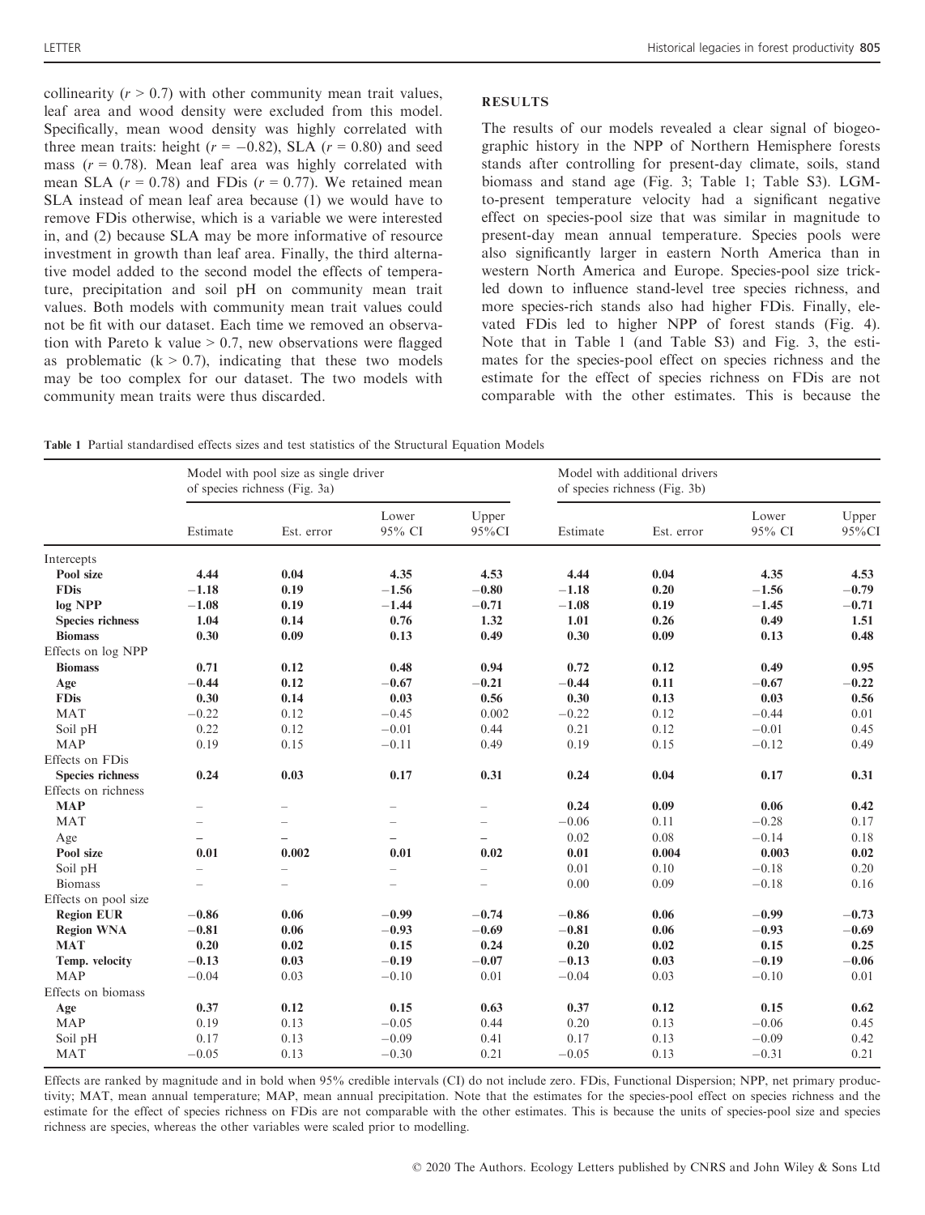collinearity ($r > 0.7$) with other community mean trait values, leaf area and wood density were excluded from this model. Specifically, mean wood density was highly correlated with three mean traits: height ($r = -0.82$), SLA ($r = 0.80$) and seed mass ($r = 0.78$). Mean leaf area was highly correlated with mean SLA ($r = 0.78$) and FDis ($r = 0.77$). We retained mean SLA instead of mean leaf area because (1) we would have to remove FDis otherwise, which is a variable we were interested in, and (2) because SLA may be more informative of resource investment in growth than leaf area. Finally, the third alternative model added to the second model the effects of temperature, precipitation and soil pH on community mean trait values. Both models with community mean trait values could not be fit with our dataset. Each time we removed an observation with Pareto k value > 0.7, new observations were flagged as problematic (k > 0.7), indicating that these two models may be too complex for our dataset. The two models with community mean traits were thus discarded.

## RESULTS

The results of our models revealed a clear signal of biogeographic history in the NPP of Northern Hemisphere forests stands after controlling for present-day climate, soils, stand biomass and stand age (Fig. 3; Table 1; Table S3). LGM-to-present temperature velocity had a significant negative effect on species-pool size that was similar in magnitude to present-day mean annual temperature. Species pools were also significantly larger in eastern North America than in western North America and Europe. Species-pool size trickled down to influence stand-level tree species richness, and more species-rich stands also had higher FDis. Finally, elevated FDis led to higher NPP of forest stands (Fig. 4). Note that in Table 1 (and Table S3) and Fig. 3, the estimates for the species-pool effect on species richness and the estimate for the effect of species richness on FDis are not comparable with the other estimates. This is because the

Table 1 Partial standardised effects sizes and test statistics of the Structural Equation Models

| | Model with pool size as single driver of species richness (Fig. 3a) | | | | Model with additional drivers of species richness (Fig. 3b) | | | |
|---|---|---|---|---|---|---|---|---|
| | Estimate | Est. error | Lower 95% CI | Upper 95%CI | Estimate | Est. error | Lower 95% CI | Upper 95%CI |
| Intercepts | | | | | | | | |
| **Pool size** | **4.44** | **0.04** | **4.35** | **4.53** | **4.44** | **0.04** | **4.35** | **4.53** |
| **FDis** | **−1.18** | **0.19** | **−1.56** | **−0.80** | **−1.18** | **0.20** | **−1.56** | **−0.79** |
| **log NPP** | **−1.08** | **0.19** | **−1.44** | **−0.71** | **−1.08** | **0.19** | **−1.45** | **−0.71** |
| **Species richness** | **1.04** | **0.14** | **0.76** | **1.32** | **1.01** | **0.26** | **0.49** | **1.51** |
| **Biomass** | **0.30** | **0.09** | **0.13** | **0.49** | **0.30** | **0.09** | **0.13** | **0.48** |
| Effects on log NPP | | | | | | | | |
| **Biomass** | **0.71** | **0.12** | **0.48** | **0.94** | **0.72** | **0.12** | **0.49** | **0.95** |
| **Age** | **−0.44** | **0.12** | **−0.67** | **−0.21** | **−0.44** | **0.11** | **−0.67** | **−0.22** |
| **FDis** | **0.30** | **0.14** | **0.03** | **0.56** | **0.30** | **0.13** | **0.03** | **0.56** |
| MAT | −0.22 | 0.12 | −0.45 | 0.002 | −0.22 | 0.12 | −0.44 | 0.01 |
| Soil pH | 0.22 | 0.12 | −0.01 | 0.44 | 0.21 | 0.12 | −0.01 | 0.45 |
| MAP | 0.19 | 0.15 | −0.11 | 0.49 | 0.19 | 0.15 | −0.12 | 0.49 |
| Effects on FDis | | | | | | | | |
| **Species richness** | **0.24** | **0.03** | **0.17** | **0.31** | **0.24** | **0.04** | **0.17** | **0.31** |
| Effects on richness | | | | | | | | |
| **MAP** | – | – | – | – | **0.24** | **0.09** | **0.06** | **0.42** |
| MAT | – | – | – | – | −0.06 | 0.11 | −0.28 | 0.17 |
| Age | – | – | – | – | 0.02 | 0.08 | −0.14 | 0.18 |
| **Pool size** | **0.01** | **0.002** | **0.01** | **0.02** | **0.01** | **0.004** | **0.003** | **0.02** |
| Soil pH | – | – | – | – | 0.01 | 0.10 | −0.18 | 0.20 |
| Biomass | – | – | – | – | 0.00 | 0.09 | −0.18 | 0.16 |
| Effects on pool size | | | | | | | | |
| **Region EUR** | **−0.86** | **0.06** | **−0.99** | **−0.74** | **−0.86** | **0.06** | **−0.99** | **−0.73** |
| **Region WNA** | **−0.81** | **0.06** | **−0.93** | **−0.69** | **−0.81** | **0.06** | **−0.93** | **−0.69** |
| **MAT** | **0.20** | **0.02** | **0.15** | **0.24** | **0.20** | **0.02** | **0.15** | **0.25** |
| **Temp. velocity** | **−0.13** | **0.03** | **−0.19** | **−0.07** | **−0.13** | **0.03** | **−0.19** | **−0.06** |
| MAP | −0.04 | 0.03 | −0.10 | 0.01 | −0.04 | 0.03 | −0.10 | 0.01 |
| Effects on biomass | | | | | | | | |
| **Age** | **0.37** | **0.12** | **0.15** | **0.63** | **0.37** | **0.12** | **0.15** | **0.62** |
| MAP | 0.19 | 0.13 | −0.05 | 0.44 | 0.20 | 0.13 | −0.06 | 0.45 |
| Soil pH | 0.17 | 0.13 | −0.09 | 0.41 | 0.17 | 0.13 | −0.09 | 0.42 |
| MAT | −0.05 | 0.13 | −0.30 | 0.21 | −0.05 | 0.13 | −0.31 | 0.21 |

Effects are ranked by magnitude and in bold when 95% credible intervals (CI) do not include zero. FDis, Functional Dispersion; NPP, net primary productivity; MAT, mean annual temperature; MAP, mean annual precipitation. Note that the estimates for the species-pool effect on species richness and the estimate for the effect of species richness on FDis are not comparable with the other estimates. This is because the units of species-pool size and species richness are species, whereas the other variables were scaled prior to modelling.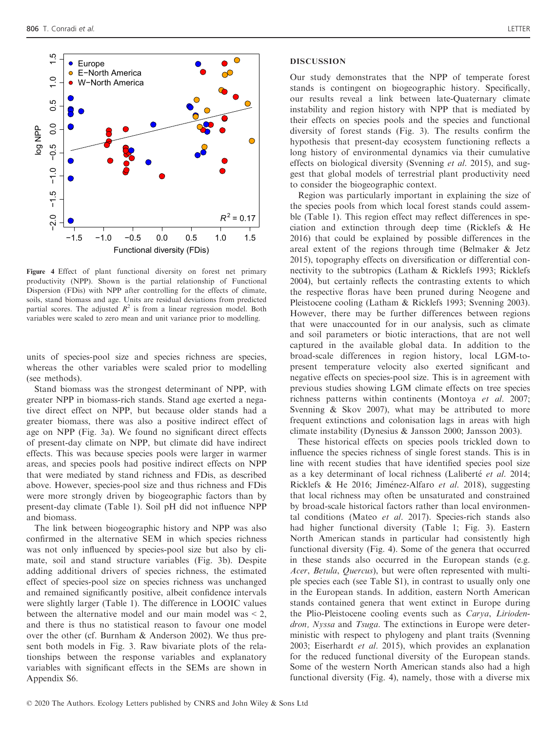Figure 4 Effect of plant functional diversity on forest net primary productivity (NPP). Shown is the partial relationship of Functional Dispersion (FDis) with NPP after controlling for the effects of climate, soils, stand biomass and age. Units are residual deviations from predicted partial scores. The adjusted $R^2$ is from a linear regression model. Both variables were scaled to zero mean and unit variance prior to modelling.

units of species-pool size and species richness are species, whereas the other variables were scaled prior to modelling (see methods).

Stand biomass was the strongest determinant of NPP, with greater NPP in biomass-rich stands. Stand age exerted a negative direct effect on NPP, but because older stands had a greater biomass, there was also a positive indirect effect of age on NPP (Fig. 3a). We found no significant direct effects of present-day climate on NPP, but climate did have indirect effects. This was because species pools were larger in warmer areas, and species pools had positive indirect effects on NPP that were mediated by stand richness and FDis, as described above. However, species-pool size and thus richness and FDis were more strongly driven by biogeographic factors than by present-day climate (Table 1). Soil pH did not influence NPP and biomass.

The link between biogeographic history and NPP was also confirmed in the alternative SEM in which species richness was not only influenced by species-pool size but also by climate, soil and stand structure variables (Fig. 3b). Despite adding additional drivers of species richness, the estimated effect of species-pool size on species richness was unchanged and remained significantly positive, albeit confidence intervals were slightly larger (Table 1). The difference in LOOIC values between the alternative model and our main model was < 2, and there is thus no statistical reason to favour one model over the other (cf. Burnham & Anderson 2002). We thus present both models in Fig. 3. Raw bivariate plots of the relationships between the response variables and explanatory variables with significant effects in the SEMs are shown in Appendix S6.

## DISCUSSION

Our study demonstrates that the NPP of temperate forest stands is contingent on biogeographic history. Specifically, our results reveal a link between late-Quaternary climate instability and region history with NPP that is mediated by their effects on species pools and the species and functional diversity of forest stands (Fig. 3). The results confirm the hypothesis that present-day ecosystem functioning reflects a long history of environmental dynamics via their cumulative effects on biological diversity (Svenning *et al.* 2015), and suggest that global models of terrestrial plant productivity need to consider the biogeographic context.

Region was particularly important in explaining the size of the species pools from which local forest stands could assemble (Table 1). This region effect may reflect differences in speciation and extinction through deep time (Ricklefs & He 2016) that could be explained by possible differences in the areal extent of the regions through time (Belmaker & Jetz 2015), topography effects on diversification or differential connectivity to the subtropics (Latham & Ricklefs 1993; Ricklefs 2004), but certainly reflects the contrasting extents to which the respective floras have been pruned during Neogene and Pleistocene cooling (Latham & Ricklefs 1993; Svenning 2003). However, there may be further differences between regions that were unaccounted for in our analysis, such as climate and soil parameters or biotic interactions, that are not well captured in the available global data. In addition to the broad-scale differences in region history, local LGM-to-present temperature velocity also exerted significant and negative effects on species-pool size. This is in agreement with previous studies showing LGM climate effects on tree species richness patterns within continents (Montoya *et al.* 2007; Svenning & Skov 2007), what may be attributed to more frequent extinctions and colonisation lags in areas with high climate instability (Dynesius & Jansson 2000; Jansson 2003).

These historical effects on species pools trickled down to influence the species richness of single forest stands. This is in line with recent studies that have identified species pool size as a key determinant of local richness (Laliberté *et al.* 2014; Ricklefs & He 2016; Jiménez-Alfaro *et al.* 2018), suggesting that local richness may often be unsaturated and constrained by broad-scale historical factors rather than local environmental conditions (Mateo *et al.* 2017). Species-rich stands also had higher functional diversity (Table 1; Fig. 3). Eastern North American stands in particular had consistently high functional diversity (Fig. 4). Some of the genera that occurred in these stands also occurred in the European stands (e.g. *Acer*, *Betula*, *Quercus*), but were often represented with multiple species each (see Table S1), in contrast to usually only one in the European stands. In addition, eastern North American stands contained genera that went extinct in Europe during the Plio-Pleistocene cooling events such as *Carya*, *Liriodendron*, *Nyssa* and *Tsuga*. The extinctions in Europe were deterministic with respect to phylogeny and plant traits (Svenning 2003; Eiserhardt *et al.* 2015), which provides an explanation for the reduced functional diversity of the European stands. Some of the western North American stands also had a high functional diversity (Fig. 4), namely, those with a diverse mix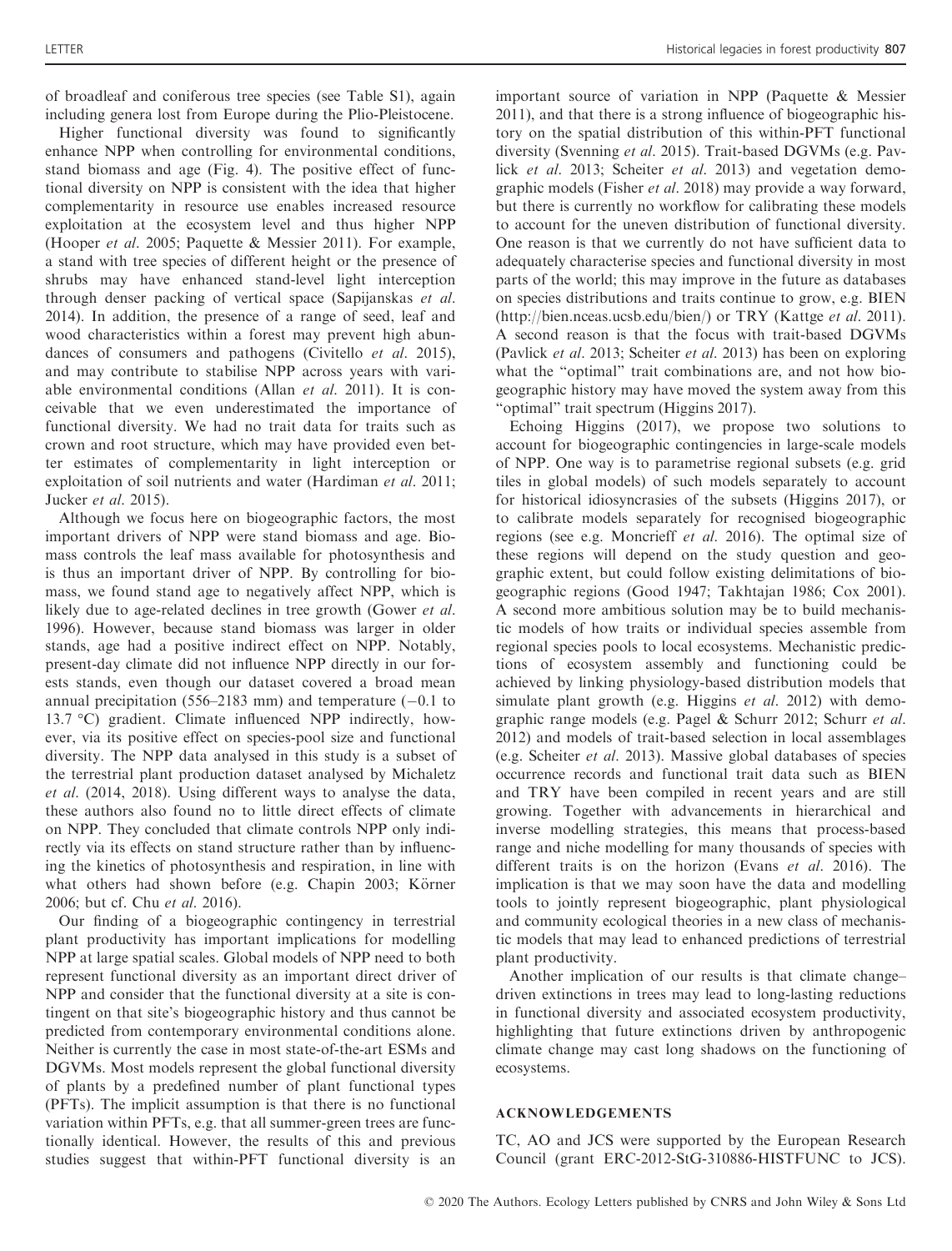of broadleaf and coniferous tree species (see Table S1), again including genera lost from Europe during the Plio-Pleistocene.

Higher functional diversity was found to significantly enhance NPP when controlling for environmental conditions, stand biomass and age (Fig. 4). The positive effect of functional diversity on NPP is consistent with the idea that higher complementarity in resource use enables increased resource exploitation at the ecosystem level and thus higher NPP (Hooper *et al.* 2005; Paquette & Messier 2011). For example, a stand with tree species of different height or the presence of shrubs may have enhanced stand-level light interception through denser packing of vertical space (Sapijanskas *et al.* 2014). In addition, the presence of a range of seed, leaf and wood characteristics within a forest may prevent high abundances of consumers and pathogens (Civitello *et al.* 2015), and may contribute to stabilise NPP across years with variable environmental conditions (Allan *et al.* 2011). It is conceivable that we even underestimated the importance of functional diversity. We had no trait data for traits such as crown and root structure, which may have provided even better estimates of complementarity in light interception or exploitation of soil nutrients and water (Hardiman *et al.* 2011; Jucker *et al.* 2015).

Although we focus here on biogeographic factors, the most important drivers of NPP were stand biomass and age. Biomass controls the leaf mass available for photosynthesis and is thus an important driver of NPP. By controlling for biomass, we found stand age to negatively affect NPP, which is likely due to age-related declines in tree growth (Gower *et al.* 1996). However, because stand biomass was larger in older stands, age had a positive indirect effect on NPP. Notably, present-day climate did not influence NPP directly in our forests stands, even though our dataset covered a broad mean annual precipitation (556–2183 mm) and temperature (−0.1 to 13.7 °C) gradient. Climate influenced NPP indirectly, however, via its positive effect on species-pool size and functional diversity. The NPP data analysed in this study is a subset of the terrestrial plant production dataset analysed by Michaletz *et al.* (2014, 2018). Using different ways to analyse the data, these authors also found no to little direct effects of climate on NPP. They concluded that climate controls NPP only indirectly via its effects on stand structure rather than by influencing the kinetics of photosynthesis and respiration, in line with what others had shown before (e.g. Chapin 2003; Körner 2006; but cf. Chu *et al.* 2016).

Our finding of a biogeographic contingency in terrestrial plant productivity has important implications for modelling NPP at large spatial scales. Global models of NPP need to both represent functional diversity as an important direct driver of NPP and consider that the functional diversity at a site is contingent on that site's biogeographic history and thus cannot be predicted from contemporary environmental conditions alone. Neither is currently the case in most state-of-the-art ESMs and DGVMs. Most models represent the global functional diversity of plants by a predefined number of plant functional types (PFTs). The implicit assumption is that there is no functional variation within PFTs, e.g. that all summer-green trees are functionally identical. However, the results of this and previous studies suggest that within-PFT functional diversity is an important source of variation in NPP (Paquette & Messier 2011), and that there is a strong influence of biogeographic history on the spatial distribution of this within-PFT functional diversity (Svenning *et al.* 2015). Trait-based DGVMs (e.g. Pavlick *et al.* 2013; Scheiter *et al.* 2013) and vegetation demographic models (Fisher *et al.* 2018) may provide a way forward, but there is currently no workflow for calibrating these models to account for the uneven distribution of functional diversity. One reason is that we currently do not have sufficient data to adequately characterise species and functional diversity in most parts of the world; this may improve in the future as databases on species distributions and traits continue to grow, e.g. BIEN (http://bien.nceas.ucsb.edu/bien/) or TRY (Kattge *et al.* 2011). A second reason is that the focus with trait-based DGVMs (Pavlick *et al.* 2013; Scheiter *et al.* 2013) has been on exploring what the "optimal" trait combinations are, and not how biogeographic history may have moved the system away from this "optimal" trait spectrum (Higgins 2017).

Echoing Higgins (2017), we propose two solutions to account for biogeographic contingencies in large-scale models of NPP. One way is to parametrise regional subsets (e.g. grid tiles in global models) of such models separately to account for historical idiosyncrasies of the subsets (Higgins 2017), or to calibrate models separately for recognised biogeographic regions (see e.g. Moncrieff *et al.* 2016). The optimal size of these regions will depend on the study question and geographic extent, but could follow existing delimitations of biogeographic regions (Good 1947; Takhtajan 1986; Cox 2001). A second more ambitious solution may be to build mechanistic models of how traits or individual species assemble from regional species pools to local ecosystems. Mechanistic predictions of ecosystem assembly and functioning could be achieved by linking physiology-based distribution models that simulate plant growth (e.g. Higgins *et al.* 2012) with demographic range models (e.g. Pagel & Schurr 2012; Schurr *et al.* 2012) and models of trait-based selection in local assemblages (e.g. Scheiter *et al.* 2013). Massive global databases of species occurrence records and functional trait data such as BIEN and TRY have been compiled in recent years and are still growing. Together with advancements in hierarchical and inverse modelling strategies, this means that process-based range and niche modelling for many thousands of species with different traits is on the horizon (Evans *et al.* 2016). The implication is that we may soon have the data and modelling tools to jointly represent biogeographic, plant physiological and community ecological theories in a new class of mechanistic models that may lead to enhanced predictions of terrestrial plant productivity.

Another implication of our results is that climate change–driven extinctions in trees may lead to long-lasting reductions in functional diversity and associated ecosystem productivity, highlighting that future extinctions driven by anthropogenic climate change may cast long shadows on the functioning of ecosystems.

## ACKNOWLEDGEMENTS

TC, AO and JCS were supported by the European Research Council (grant ERC-2012-StG-310886-HISTFUNC to JCS).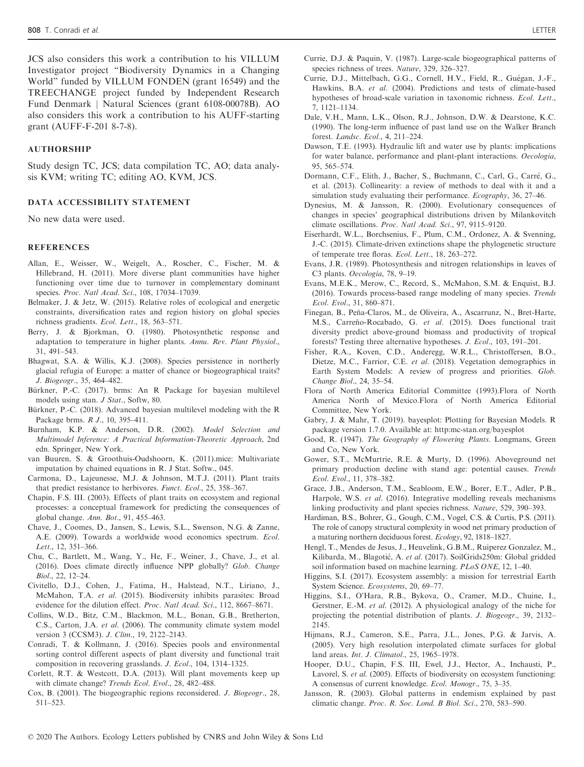JCS also considers this work a contribution to his VILLUM Investigator project "Biodiversity Dynamics in a Changing World" funded by VILLUM FONDEN (grant 16549) and the TREECHANGE project funded by Independent Research Fund Denmark | Natural Sciences (grant 6108-00078B). AO also considers this work a contribution to his AUFF-starting grant (AUFF-F-201 8-7-8).

## AUTHORSHIP

Study design TC, JCS; data compilation TC, AO; data analysis KVM; writing TC; editing AO, KVM, JCS.

## DATA ACCESSIBILITY STATEMENT

No new data were used.

## REFERENCES

Allan, E., Weisser, W., Weigelt, A., Roscher, C., Fischer, M. & Hillebrand, H. (2011). More diverse plant communities have higher functioning over time due to turnover in complementary dominant species. *Proc. Natl Acad. Sci.*, 108, 17034–17039.

Belmaker, J. & Jetz, W. (2015). Relative roles of ecological and energetic constraints, diversification rates and region history on global species richness gradients. *Ecol. Lett.*, 18, 563–571.

Berry, J. & Bjorkman, O. (1980). Photosynthetic response and adaptation to temperature in higher plants. *Annu. Rev. Plant Physiol.*, 31, 491–543.

Bhagwat, S.A. & Willis, K.J. (2008). Species persistence in northerly glacial refugia of Europe: a matter of chance or biogeographical traits? *J. Biogeogr.*, 35, 464–482.

Bürkner, P.-C. (2017). brms: An R Package for bayesian multilevel models using stan. *J Stat.*, Softw, 80.

Bürkner, P.-C. (2018). Advanced bayesian multilevel modeling with the R Package brms. *R J.*, 10, 395–411.

Burnham, K.P. & Anderson, D.R. (2002). *Model Selection and Multimodel Inference: A Practical Information-Theoretic Approach*, 2nd edn. Springer, New York.

van Buuren, S. & Groothuis-Oudshoorn, K. (2011).mice: Multivariate imputation by chained equations in R. J Stat. Softw., 045.

Carmona, D., Lajeunesse, M.J. & Johnson, M.T.J. (2011). Plant traits that predict resistance to herbivores. *Funct. Ecol.*, 25, 358–367.

Chapin, F.S. III. (2003). Effects of plant traits on ecosystem and regional processes: a conceptual framework for predicting the consequences of global change. *Ann. Bot.*, 91, 455–463.

Chave, J., Coomes, D., Jansen, S., Lewis, S.L., Swenson, N.G. & Zanne, A.E. (2009). Towards a worldwide wood economics spectrum. *Ecol. Lett.*, 12, 351–366.

Chu, C., Bartlett, M., Wang, Y., He, F., Weiner, J., Chave, J., et al. (2016). Does climate directly influence NPP globally? *Glob. Change Biol.*, 22, 12–24.

Civitello, D.J., Cohen, J., Fatima, H., Halstead, N.T., Liriano, J., McMahon, T.A. *et al*. (2015). Biodiversity inhibits parasites: Broad evidence for the dilution effect. *Proc. Natl Acad. Sci.*, 112, 8667–8671.

Collins, W.D., Bitz, C.M., Blackmon, M.L., Bonan, G.B., Bretherton, C.S., Carton, J.A. *et al*. (2006). The community climate system model version 3 (CCSM3). *J. Clim.*, 19, 2122–2143.

Conradi, T. & Kollmann, J. (2016). Species pools and environmental sorting control different aspects of plant diversity and functional trait composition in recovering grasslands. *J. Ecol.*, 104, 1314–1325.

Corlett, R.T. & Westcott, D.A. (2013). Will plant movements keep up with climate change? *Trends Ecol. Evol.*, 28, 482–488.

Cox, B. (2001). The biogeographic regions reconsidered. *J. Biogeogr.*, 28, 511–523.

Currie, D.J. & Paquin, V. (1987). Large-scale biogeographical patterns of species richness of trees. *Nature*, 329, 326–327.

Currie, D.J., Mittelbach, G.G., Cornell, H.V., Field, R., Guégan, J.-F., Hawkins, B.A. *et al*. (2004). Predictions and tests of climate-based hypotheses of broad-scale variation in taxonomic richness. *Ecol. Lett.*, 7, 1121–1134.

Dale, V.H., Mann, L.K., Olson, R.J., Johnson, D.W. & Dearstone, K.C. (1990). The long-term influence of past land use on the Walker Branch forest. *Landsc. Ecol.*, 4, 211–224.

Dawson, T.E. (1993). Hydraulic lift and water use by plants: implications for water balance, performance and plant-plant interactions. *Oecologia*, 95, 565–574.

Dormann, C.F., Elith, J., Bacher, S., Buchmann, C., Carl, G., Carré, G., et al. (2013). Collinearity: a review of methods to deal with it and a simulation study evaluating their performance. *Ecography*, 36, 27–46.

Dynesius, M. & Jansson, R. (2000). Evolutionary consequences of changes in species' geographical distributions driven by Milankovitch climate oscillations. *Proc. Natl Acad. Sci.*, 97, 9115–9120.

Eiserhardt, W.L., Borchsenius, F., Plum, C.M., Ordonez, A. & Svenning, J.-C. (2015). Climate-driven extinctions shape the phylogenetic structure of temperate tree floras. *Ecol. Lett.*, 18, 263–272.

Evans, J.R. (1989). Photosynthesis and nitrogen relationships in leaves of C3 plants. *Oecologia*, 78, 9–19.

Evans, M.E.K., Merow, C., Record, S., McMahon, S.M. & Enquist, B.J. (2016). Towards process-based range modeling of many species. *Trends Ecol. Evol.*, 31, 860–871.

Finegan, B., Peña-Claros, M., de Oliveira, A., Ascarrunz, N., Bret-Harte, M.S., Carreño-Rocabado, G. *et al*. (2015). Does functional trait diversity predict above-ground biomass and productivity of tropical forests? Testing three alternative hypotheses. *J. Ecol.*, 103, 191–201.

Fisher, R.A., Koven, C.D., Anderegg, W.R.L., Christoffersen, B.O., Dietze, M.C., Farrior, C.E. *et al*. (2018). Vegetation demographics in Earth System Models: A review of progress and priorities. *Glob. Change Biol.*, 24, 35–54.

Flora of North America Editorial Committee (1993).Flora of North America North of Mexico.Flora of North America Editorial Committee, New York.

Gabry, J. & Mahr, T. (2019). bayesplot: Plotting for Bayesian Models. R package version 1.7.0. Available at: http:mc-stan.org/bayesplot

Good, R. (1947). *The Geography of Flowering Plants*. Longmans, Green and Co, New York.

Gower, S.T., McMurtrie, R.E. & Murty, D. (1996). Aboveground net primary production decline with stand age: potential causes. *Trends Ecol. Evol.*, 11, 378–382.

Grace, J.B., Anderson, T.M., Seabloom, E.W., Borer, E.T., Adler, P.B., Harpole, W.S. *et al*. (2016). Integrative modelling reveals mechanisms linking productivity and plant species richness. *Nature*, 529, 390–393.

Hardiman, B.S., Bohrer, G., Gough, C.M., Vogel, C.S. & Curtis, P.S. (2011). The role of canopy structural complexity in wood net primary production of a maturing northern deciduous forest. *Ecology*, 92, 1818–1827.

Hengl, T., Mendes de Jesus, J., Heuvelink, G.B.M., Ruiperez Gonzalez, M., Kilibarda, M., Blagotić, A. *et al*. (2017). SoilGrids250m: Global gridded soil information based on machine learning. *PLoS ONE*, 12, 1–40.

Higgins, S.I. (2017). Ecosystem assembly: a mission for terrestrial Earth System Science. *Ecosystems*, 20, 69–77.

Higgins, S.I., O'Hara, R.B., Bykova, O., Cramer, M.D., Chuine, I., Gerstner, E.-M. *et al*. (2012). A physiological analogy of the niche for projecting the potential distribution of plants. *J. Biogeogr.*, 39, 2132–2145.

Hijmans, R.J., Cameron, S.E., Parra, J.L., Jones, P.G. & Jarvis, A. (2005). Very high resolution interpolated climate surfaces for global land areas. *Int. J. Climatol.*, 25, 1965–1978.

Hooper, D.U., Chapin, F.S. III, Ewel, J.J., Hector, A., Inchausti, P., Lavorel, S. *et al*. (2005). Effects of biodiversity on ecosystem functioning: A consensus of current knowledge. *Ecol. Monogr.*, 75, 3–35.

Jansson, R. (2003). Global patterns in endemism explained by past climatic change. *Proc. R. Soc. Lond. B Biol. Sci.*, 270, 583–590.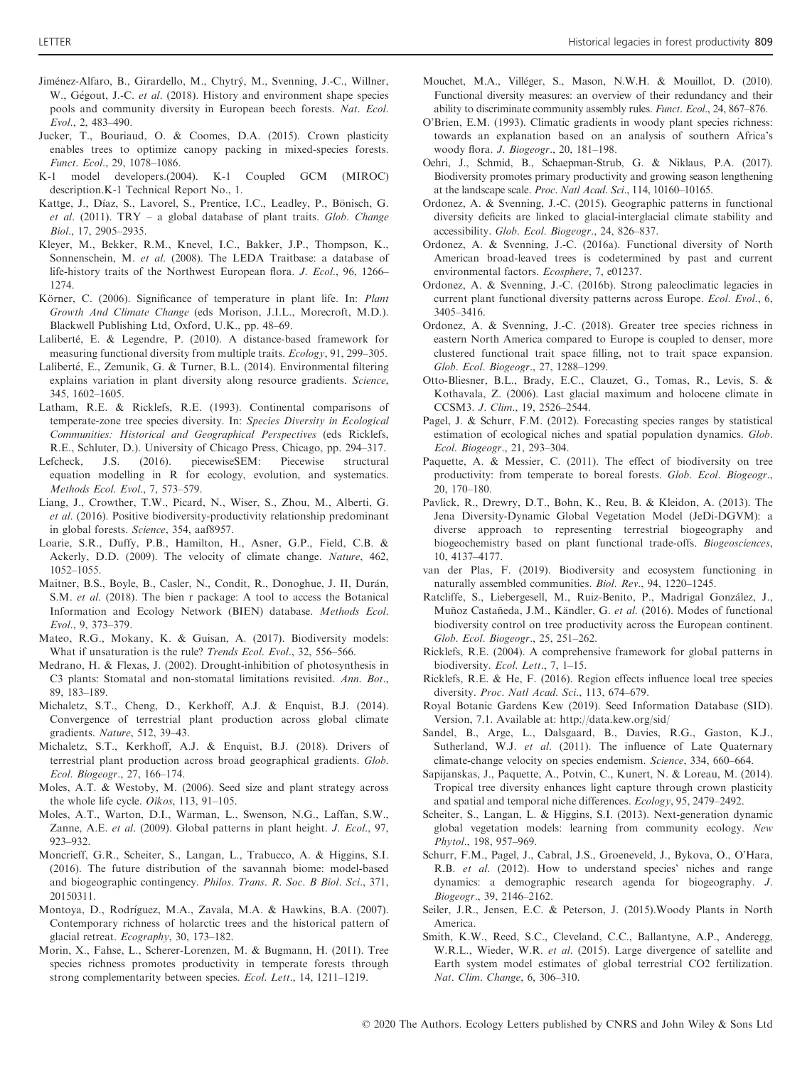Jiménez-Alfaro, B., Girardello, M., Chytrý, M., Svenning, J.-C., Willner, W., Gégout, J.-C. *et al*. (2018). History and environment shape species pools and community diversity in European beech forests. *Nat. Ecol. Evol.*, 2, 483–490.

Jucker, T., Bouriaud, O. & Coomes, D.A. (2015). Crown plasticity enables trees to optimize canopy packing in mixed-species forests. *Funct. Ecol.*, 29, 1078–1086.

K-1 model developers.(2004). K-1 Coupled GCM (MIROC) description.K-1 Technical Report No., 1.

Kattge, J., Díaz, S., Lavorel, S., Prentice, I.C., Leadley, P., Bönisch, G. *et al*. (2011). TRY – a global database of plant traits. *Glob. Change Biol.*, 17, 2905–2935.

Kleyer, M., Bekker, R.M., Knevel, I.C., Bakker, J.P., Thompson, K., Sonnenschein, M. *et al*. (2008). The LEDA Traitbase: a database of life-history traits of the Northwest European flora. *J. Ecol.*, 96, 1266–1274.

Körner, C. (2006). Significance of temperature in plant life. In: *Plant Growth And Climate Change* (eds Morison, J.I.L., Morecroft, M.D.). Blackwell Publishing Ltd, Oxford, U.K., pp. 48–69.

Laliberté, E. & Legendre, P. (2010). A distance-based framework for measuring functional diversity from multiple traits. *Ecology*, 91, 299–305.

Laliberté, E., Zemunik, G. & Turner, B.L. (2014). Environmental filtering explains variation in plant diversity along resource gradients. *Science*, 345, 1602–1605.

Latham, R.E. & Ricklefs, R.E. (1993). Continental comparisons of temperate-zone tree species diversity. In: *Species Diversity in Ecological Communities: Historical and Geographical Perspectives* (eds Ricklefs, R.E., Schluter, D.). University of Chicago Press, Chicago, pp. 294–317.

Lefcheck, J.S. (2016). piecewiseSEM: Piecewise structural equation modelling in R for ecology, evolution, and systematics. *Methods Ecol. Evol.*, 7, 573–579.

Liang, J., Crowther, T.W., Picard, N., Wiser, S., Zhou, M., Alberti, G. *et al*. (2016). Positive biodiversity-productivity relationship predominant in global forests. *Science*, 354, aaf8957.

Loarie, S.R., Duffy, P.B., Hamilton, H., Asner, G.P., Field, C.B. & Ackerly, D.D. (2009). The velocity of climate change. *Nature*, 462, 1052–1055.

Maitner, B.S., Boyle, B., Casler, N., Condit, R., Donoghue, J. II, Durán, S.M. *et al*. (2018). The bien r package: A tool to access the Botanical Information and Ecology Network (BIEN) database. *Methods Ecol. Evol.*, 9, 373–379.

Mateo, R.G., Mokany, K. & Guisan, A. (2017). Biodiversity models: What if unsaturation is the rule? *Trends Ecol. Evol.*, 32, 556–566.

Medrano, H. & Flexas, J. (2002). Drought-inhibition of photosynthesis in C3 plants: Stomatal and non-stomatal limitations revisited. *Ann. Bot.*, 89, 183–189.

Michaletz, S.T., Cheng, D., Kerkhoff, A.J. & Enquist, B.J. (2014). Convergence of terrestrial plant production across global climate gradients. *Nature*, 512, 39–43.

Michaletz, S.T., Kerkhoff, A.J. & Enquist, B.J. (2018). Drivers of terrestrial plant production across broad geographical gradients. *Glob. Ecol. Biogeogr.*, 27, 166–174.

Moles, A.T. & Westoby, M. (2006). Seed size and plant strategy across the whole life cycle. *Oikos*, 113, 91–105.

Moles, A.T., Warton, D.I., Warman, L., Swenson, N.G., Laffan, S.W., Zanne, A.E. *et al*. (2009). Global patterns in plant height. *J. Ecol.*, 97, 923–932.

Moncrieff, G.R., Scheiter, S., Langan, L., Trabucco, A. & Higgins, S.I. (2016). The future distribution of the savannah biome: model-based and biogeographic contingency. *Philos. Trans. R. Soc. B Biol. Sci.*, 371, 20150311.

Montoya, D., Rodríguez, M.A., Zavala, M.A. & Hawkins, B.A. (2007). Contemporary richness of holarctic trees and the historical pattern of glacial retreat. *Ecography*, 30, 173–182.

Morin, X., Fahse, L., Scherer-Lorenzen, M. & Bugmann, H. (2011). Tree species richness promotes productivity in temperate forests through strong complementarity between species. *Ecol. Lett.*, 14, 1211–1219.

Mouchet, M.A., Villéger, S., Mason, N.W.H. & Mouillot, D. (2010). Functional diversity measures: an overview of their redundancy and their ability to discriminate community assembly rules. *Funct. Ecol.*, 24, 867–876.

O'Brien, E.M. (1993). Climatic gradients in woody plant species richness: towards an explanation based on an analysis of southern Africa's woody flora. *J. Biogeogr.*, 20, 181–198.

Oehri, J., Schmid, B., Schaepman-Strub, G. & Niklaus, P.A. (2017). Biodiversity promotes primary productivity and growing season lengthening at the landscape scale. *Proc. Natl Acad. Sci.*, 114, 10160–10165.

Ordonez, A. & Svenning, J.-C. (2015). Geographic patterns in functional diversity deficits are linked to glacial-interglacial climate stability and accessibility. *Glob. Ecol. Biogeogr.*, 24, 826–837.

Ordonez, A. & Svenning, J.-C. (2016a). Functional diversity of North American broad-leaved trees is codetermined by past and current environmental factors. *Ecosphere*, 7, e01237.

Ordonez, A. & Svenning, J.-C. (2016b). Strong paleoclimatic legacies in current plant functional diversity patterns across Europe. *Ecol. Evol.*, 6, 3405–3416.

Ordonez, A. & Svenning, J.-C. (2018). Greater tree species richness in eastern North America compared to Europe is coupled to denser, more clustered functional trait space filling, not to trait space expansion. *Glob. Ecol. Biogeogr.*, 27, 1288–1299.

Otto-Bliesner, B.L., Brady, E.C., Clauzet, G., Tomas, R., Levis, S. & Kothavala, Z. (2006). Last glacial maximum and holocene climate in CCSM3. *J. Clim.*, 19, 2526–2544.

Pagel, J. & Schurr, F.M. (2012). Forecasting species ranges by statistical estimation of ecological niches and spatial population dynamics. *Glob. Ecol. Biogeogr.*, 21, 293–304.

Paquette, A. & Messier, C. (2011). The effect of biodiversity on tree productivity: from temperate to boreal forests. *Glob. Ecol. Biogeogr.*, 20, 170–180.

Pavlick, R., Drewry, D.T., Bohn, K., Reu, B. & Kleidon, A. (2013). The Jena Diversity-Dynamic Global Vegetation Model (JeDi-DGVM): a diverse approach to representing terrestrial biogeography and biogeochemistry based on plant functional trade-offs. *Biogeosciences*, 10, 4137–4177.

van der Plas, F. (2019). Biodiversity and ecosystem functioning in naturally assembled communities. *Biol. Rev.*, 94, 1220–1245.

Ratcliffe, S., Liebergesell, M., Ruiz-Benito, P., Madrigal González, J., Muñoz Castañeda, J.M., Kändler, G. *et al*. (2016). Modes of functional biodiversity control on tree productivity across the European continent. *Glob. Ecol. Biogeogr.*, 25, 251–262.

Ricklefs, R.E. (2004). A comprehensive framework for global patterns in biodiversity. *Ecol. Lett.*, 7, 1–15.

Ricklefs, R.E. & He, F. (2016). Region effects influence local tree species diversity. *Proc. Natl Acad. Sci.*, 113, 674–679.

Royal Botanic Gardens Kew (2019). Seed Information Database (SID). Version, 7.1. Available at: http://data.kew.org/sid/

Sandel, B., Arge, L., Dalsgaard, B., Davies, R.G., Gaston, K.J., Sutherland, W.J. *et al*. (2011). The influence of Late Quaternary climate-change velocity on species endemism. *Science*, 334, 660–664.

Sapijanskas, J., Paquette, A., Potvin, C., Kunert, N. & Loreau, M. (2014). Tropical tree diversity enhances light capture through crown plasticity and spatial and temporal niche differences. *Ecology*, 95, 2479–2492.

Scheiter, S., Langan, L. & Higgins, S.I. (2013). Next-generation dynamic global vegetation models: learning from community ecology. *New Phytol.*, 198, 957–969.

Schurr, F.M., Pagel, J., Cabral, J.S., Groeneveld, J., Bykova, O., O'Hara, R.B. *et al*. (2012). How to understand species' niches and range dynamics: a demographic research agenda for biogeography. *J. Biogeogr.*, 39, 2146–2162.

Seiler, J.R., Jensen, E.C. & Peterson, J. (2015).Woody Plants in North America.

Smith, K.W., Reed, S.C., Cleveland, C.C., Ballantyne, A.P., Anderegg, W.R.L., Wieder, W.R. *et al*. (2015). Large divergence of satellite and Earth system model estimates of global terrestrial CO2 fertilization. *Nat. Clim. Change*, 6, 306–310.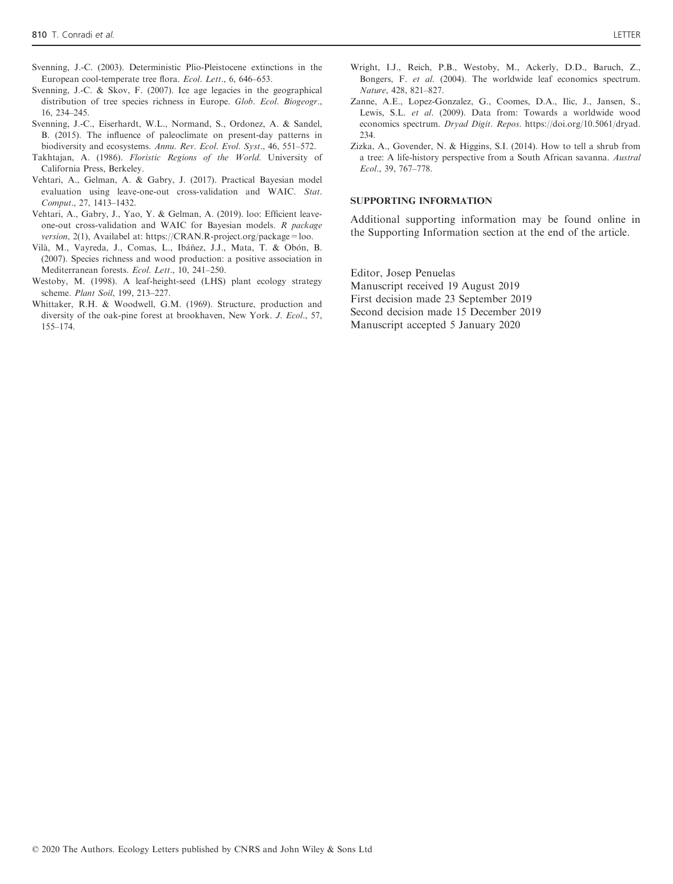Svenning, J.-C. (2003). Deterministic Plio-Pleistocene extinctions in the European cool-temperate tree flora. *Ecol*. *Lett*., 6, 646–653.

Svenning, J.-C. & Skov, F. (2007). Ice age legacies in the geographical distribution of tree species richness in Europe. *Glob*. *Ecol*. *Biogeogr*., 16, 234–245.

Svenning, J.-C., Eiserhardt, W.L., Normand, S., Ordonez, A. & Sandel, B. (2015). The influence of paleoclimate on present-day patterns in biodiversity and ecosystems. *Annu*. *Rev*. *Ecol*. *Evol*. *Syst*., 46, 551–572.

Takhtajan, A. (1986). *Floristic Regions of the World*. University of California Press, Berkeley.

Vehtari, A., Gelman, A. & Gabry, J. (2017). Practical Bayesian model evaluation using leave-one-out cross-validation and WAIC. *Stat*. *Comput*., 27, 1413–1432.

Vehtari, A., Gabry, J., Yao, Y. & Gelman, A. (2019). loo: Efficient leave-one-out cross-validation and WAIC for Bayesian models. *R package version*, 2(1), Availabel at: https://CRAN.R-project.org/package=loo.

Vilà, M., Vayreda, J., Comas, L., Ibáñez, J.J., Mata, T. & Obón, B. (2007). Species richness and wood production: a positive association in Mediterranean forests. *Ecol*. *Lett*., 10, 241–250.

Westoby, M. (1998). A leaf-height-seed (LHS) plant ecology strategy scheme. *Plant Soil*, 199, 213–227.

Whittaker, R.H. & Woodwell, G.M. (1969). Structure, production and diversity of the oak-pine forest at brookhaven, New York. *J*. *Ecol*., 57, 155–174.

Wright, I.J., Reich, P.B., Westoby, M., Ackerly, D.D., Baruch, Z., Bongers, F. *et al*. (2004). The worldwide leaf economics spectrum. *Nature*, 428, 821–827.

Zanne, A.E., Lopez-Gonzalez, G., Coomes, D.A., Ilic, J., Jansen, S., Lewis, S.L. *et al*. (2009). Data from: Towards a worldwide wood economics spectrum. *Dryad Digit*. *Repos*. https://doi.org/10.5061/dryad.234.

Zizka, A., Govender, N. & Higgins, S.I. (2014). How to tell a shrub from a tree: A life-history perspective from a South African savanna. *Austral Ecol*., 39, 767–778.

## SUPPORTING INFORMATION

Additional supporting information may be found online in the Supporting Information section at the end of the article.

Editor, Josep Penuelas
Manuscript received 19 August 2019
First decision made 23 September 2019
Second decision made 15 December 2019
Manuscript accepted 5 January 2020